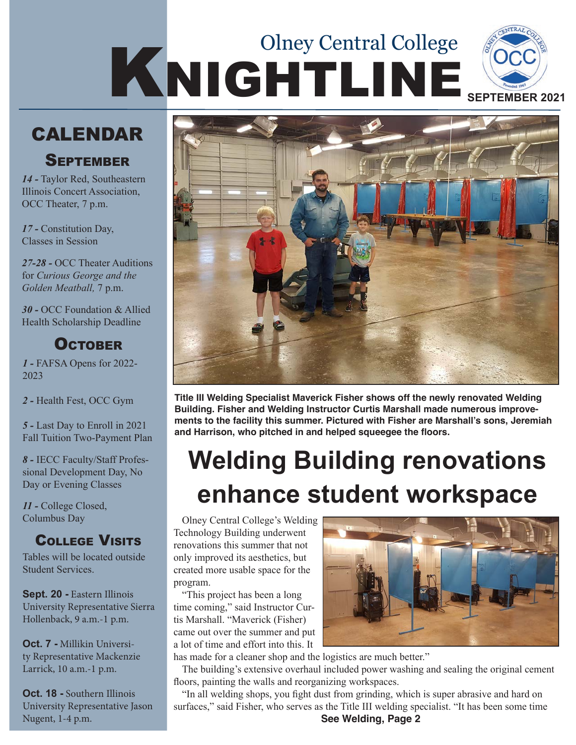# Olney Central College KNIGHTLINE

SEPTEMBER 2021

## CALENDAR

### September

*14 -* Taylor Red, Southeastern Illinois Concert Association, OCC Theater, 7 p.m.

*17 -* Constitution Day, Classes in Session

*27-28 -* OCC Theater Auditions for *Curious George and the Golden Meatball,* 7 p.m.

*30 -* OCC Foundation & Allied Health Scholarship Deadline

### October

*1 -* FAFSA Opens for 2022-2023

*2 -* Health Fest, OCC Gym

*5 -* Last Day to Enroll in 2021 Fall Tuition Two-Payment Plan

*8 -* IECC Faculty/Staff Professional Development Day, No Day or Evening Classes

*11 -* College Closed, Columbus Day

### College Visits

Tables will be located outside Student Services.

**Sept. 20 -** Eastern Illinois University Representative Sierra Hollenback, 9 a.m.-1 p.m.

**Oct. 7 -** Millikin University Representative Mackenzie Larrick, 10 a.m.-1 p.m.

**Oct. 18 -** Southern Illinois University Representative Jason Nugent, 1-4 p.m.

**Title III Welding Specialist Maverick Fisher shows off the newly renovated Welding Building. Fisher and Welding Instructor Curtis Marshall made numerous improvements to the facility this summer. Pictured with Fisher are Marshall's sons, Jeremiah and Harrison, who pitched in and helped squeegee the floors.**

# Welding Building renovations enhance student workspace

Olney Central College's Welding Technology Building underwent renovations this summer that not only improved its aesthetics, but created more usable space for the program.

"This project has been a long time coming," said Instructor Curtis Marshall. "Maverick (Fisher) came out over the summer and put a lot of time and effort into this. It has made for a cleaner shop and the logistics are much better."

The building's extensive overhaul included power washing and sealing the original cement floors, painting the walls and reorganizing workspaces.

"In all welding shops, you fight dust from grinding, which is super abrasive and hard on surfaces," said Fisher, who serves as the Title III welding specialist. "It has been some time

**See Welding, Page 2**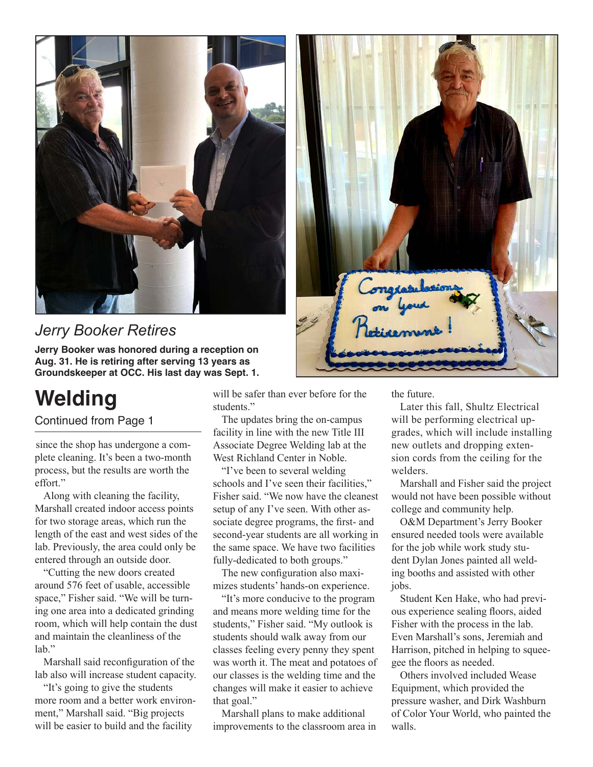## *Jerry Booker Retires*

**Jerry Booker was honored during a reception on Aug. 31. He is retiring after serving 13 years as Groundskeeper at OCC. His last day was Sept. 1.**

# Welding

Continued from Page 1

since the shop has undergone a complete cleaning. It's been a two-month process, but the results are worth the effort."

Along with cleaning the facility, Marshall created indoor access points for two storage areas, which run the length of the east and west sides of the lab. Previously, the area could only be entered through an outside door.

"Cutting the new doors created around 576 feet of usable, accessible space," Fisher said. "We will be turning one area into a dedicated grinding room, which will help contain the dust and maintain the cleanliness of the lab."

Marshall said reconfiguration of the lab also will increase student capacity.

"It's going to give the students more room and a better work environment," Marshall said. "Big projects will be easier to build and the facility will be safer than ever before for the students."

The updates bring the on-campus facility in line with the new Title III Associate Degree Welding lab at the West Richland Center in Noble.

"I've been to several welding schools and I've seen their facilities," Fisher said. "We now have the cleanest setup of any I've seen. With other associate degree programs, the first- and second-year students are all working in the same space. We have two facilities fully-dedicated to both groups."

The new configuration also maximizes students' hands-on experience.

"It's more conducive to the program and means more welding time for the students," Fisher said. "My outlook is students should walk away from our classes feeling every penny they spent was worth it. The meat and potatoes of our classes is the welding time and the changes will make it easier to achieve that goal."

Marshall plans to make additional improvements to the classroom area in the future.

Later this fall, Shultz Electrical will be performing electrical upgrades, which will include installing new outlets and dropping extension cords from the ceiling for the welders.

Marshall and Fisher said the project would not have been possible without college and community help.

O&M Department's Jerry Booker ensured needed tools were available for the job while work study student Dylan Jones painted all welding booths and assisted with other jobs.

Student Ken Hake, who had previous experience sealing floors, aided Fisher with the process in the lab. Even Marshall's sons, Jeremiah and Harrison, pitched in helping to squeegee the floors as needed.

Others involved included Wease Equipment, which provided the pressure washer, and Dirk Washburn of Color Your World, who painted the walls.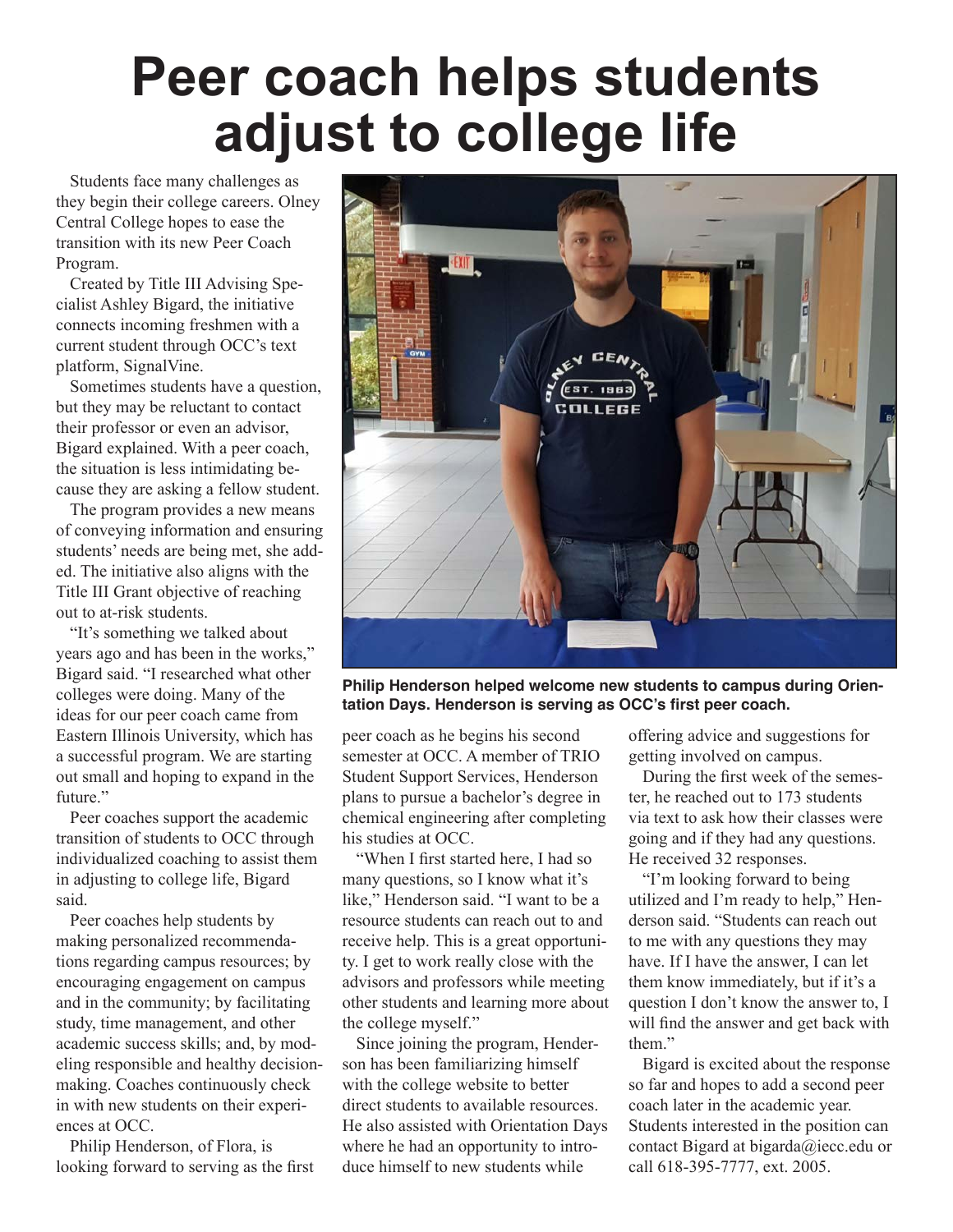# Peer coach helps students adjust to college life

Students face many challenges as they begin their college careers. Olney Central College hopes to ease the transition with its new Peer Coach Program.

Created by Title III Advising Specialist Ashley Bigard, the initiative connects incoming freshmen with a current student through OCC's text platform, SignalVine.

Sometimes students have a question, but they may be reluctant to contact their professor or even an advisor, Bigard explained. With a peer coach, the situation is less intimidating because they are asking a fellow student.

The program provides a new means of conveying information and ensuring students' needs are being met, she added. The initiative also aligns with the Title III Grant objective of reaching out to at-risk students.

"It's something we talked about years ago and has been in the works," Bigard said. "I researched what other colleges were doing. Many of the ideas for our peer coach came from Eastern Illinois University, which has a successful program. We are starting out small and hoping to expand in the future."

Peer coaches support the academic transition of students to OCC through individualized coaching to assist them in adjusting to college life, Bigard said.

Peer coaches help students by making personalized recommendations regarding campus resources; by encouraging engagement on campus and in the community; by facilitating study, time management, and other academic success skills; and, by modeling responsible and healthy decision-making. Coaches continuously check in with new students on their experiences at OCC.

**Philip Henderson helped welcome new students to campus during Orientation Days. Henderson is serving as OCC's first peer coach.**

Philip Henderson, of Flora, is looking forward to serving as the first peer coach as he begins his second semester at OCC. A member of TRIO Student Support Services, Henderson plans to pursue a bachelor's degree in chemical engineering after completing his studies at OCC.

"When I first started here, I had so many questions, so I know what it's like," Henderson said. "I want to be a resource students can reach out to and receive help. This is a great opportunity. I get to work really close with the advisors and professors while meeting other students and learning more about the college myself."

Since joining the program, Henderson has been familiarizing himself with the college website to better direct students to available resources. He also assisted with Orientation Days where he had an opportunity to introduce himself to new students while offering advice and suggestions for getting involved on campus.

During the first week of the semester, he reached out to 173 students via text to ask how their classes were going and if they had any questions. He received 32 responses.

"I'm looking forward to being utilized and I'm ready to help," Henderson said. "Students can reach out to me with any questions they may have. If I have the answer, I can let them know immediately, but if it's a question I don't know the answer to, I will find the answer and get back with them."

Bigard is excited about the response so far and hopes to add a second peer coach later in the academic year. Students interested in the position can contact Bigard at bigarda@iecc.edu or call 618-395-7777, ext. 2005.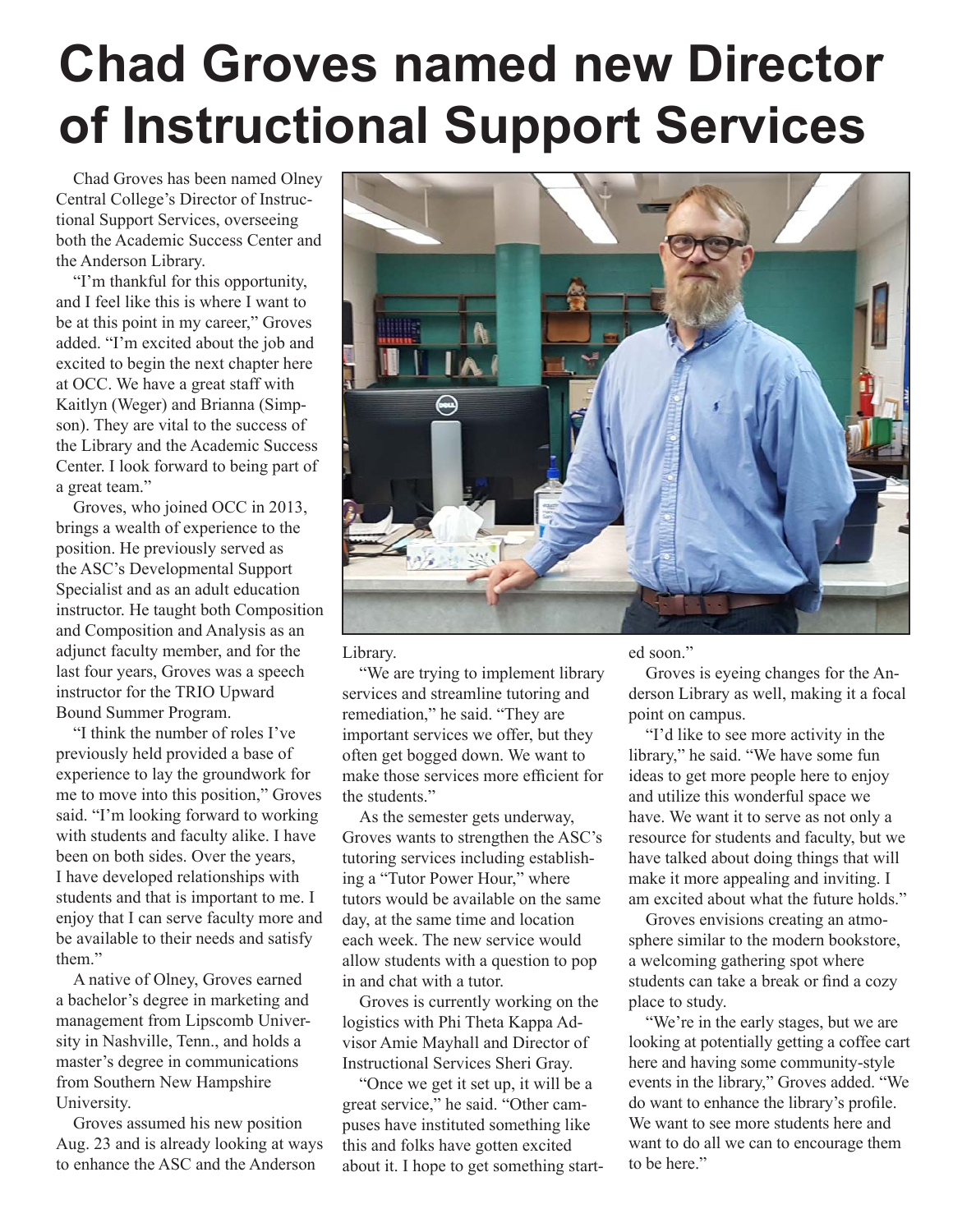# Chad Groves named new Director of Instructional Support Services

Chad Groves has been named Olney Central College's Director of Instructional Support Services, overseeing both the Academic Success Center and the Anderson Library.

"I'm thankful for this opportunity, and I feel like this is where I want to be at this point in my career," Groves added. "I'm excited about the job and excited to begin the next chapter here at OCC. We have a great staff with Kaitlyn (Weger) and Brianna (Simpson). They are vital to the success of the Library and the Academic Success Center. I look forward to being part of a great team."

Groves, who joined OCC in 2013, brings a wealth of experience to the position. He previously served as the ASC's Developmental Support Specialist and as an adult education instructor. He taught both Composition and Composition and Analysis as an adjunct faculty member, and for the last four years, Groves was a speech instructor for the TRIO Upward Bound Summer Program.

"I think the number of roles I've previously held provided a base of experience to lay the groundwork for me to move into this position," Groves said. "I'm looking forward to working with students and faculty alike. I have been on both sides. Over the years, I have developed relationships with students and that is important to me. I enjoy that I can serve faculty more and be available to their needs and satisfy them."

A native of Olney, Groves earned a bachelor's degree in marketing and management from Lipscomb University in Nashville, Tenn., and holds a master's degree in communications from Southern New Hampshire University.

Groves assumed his new position Aug. 23 and is already looking at ways to enhance the ASC and the Anderson Library.

"We are trying to implement library services and streamline tutoring and remediation," he said. "They are important services we offer, but they often get bogged down. We want to make those services more efficient for the students."

As the semester gets underway, Groves wants to strengthen the ASC's tutoring services including establishing a "Tutor Power Hour," where tutors would be available on the same day, at the same time and location each week. The new service would allow students with a question to pop in and chat with a tutor.

Groves is currently working on the logistics with Phi Theta Kappa Advisor Amie Mayhall and Director of Instructional Services Sheri Gray.

"Once we get it set up, it will be a great service," he said. "Other campuses have instituted something like this and folks have gotten excited about it. I hope to get something started soon."

Groves is eyeing changes for the Anderson Library as well, making it a focal point on campus.

"I'd like to see more activity in the library," he said. "We have some fun ideas to get more people here to enjoy and utilize this wonderful space we have. We want it to serve as not only a resource for students and faculty, but we have talked about doing things that will make it more appealing and inviting. I am excited about what the future holds."

Groves envisions creating an atmosphere similar to the modern bookstore, a welcoming gathering spot where students can take a break or find a cozy place to study.

"We're in the early stages, but we are looking at potentially getting a coffee cart here and having some community-style events in the library," Groves added. "We do want to enhance the library's profile. We want to see more students here and want to do all we can to encourage them to be here."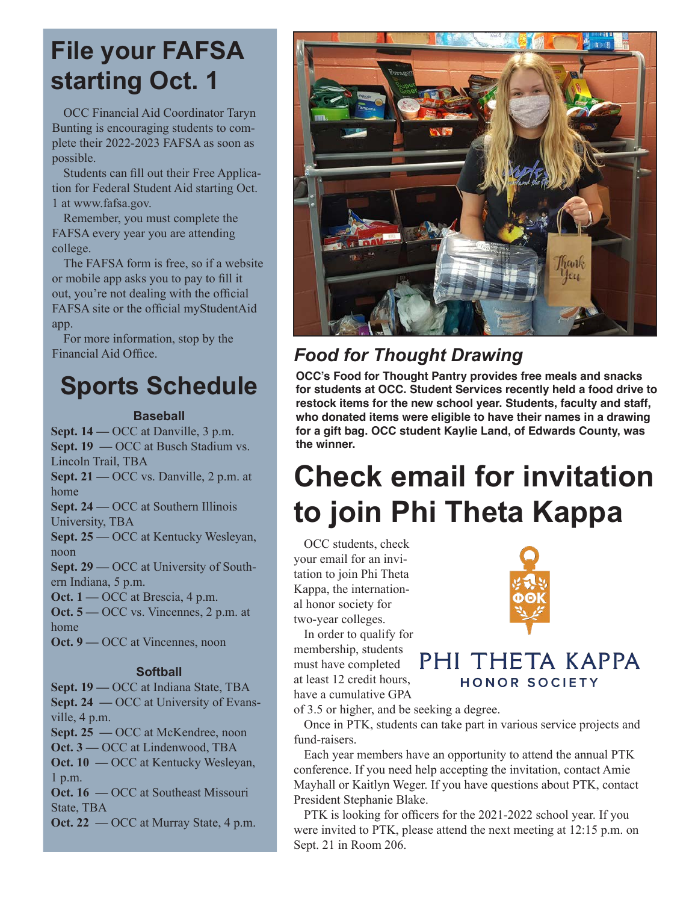# File your FAFSA starting Oct. 1

OCC Financial Aid Coordinator Taryn Bunting is encouraging students to complete their 2022-2023 FAFSA as soon as possible.

Students can fill out their Free Application for Federal Student Aid starting Oct. 1 at www.fafsa.gov.

Remember, you must complete the FAFSA every year you are attending college.

The FAFSA form is free, so if a website or mobile app asks you to pay to fill it out, you're not dealing with the official FAFSA site or the official myStudentAid app.

For more information, stop by the Financial Aid Office.

# Sports Schedule

### Baseball

**Sept. 14** — OCC at Danville, 3 p.m.
**Sept. 19** — OCC at Busch Stadium vs. Lincoln Trail, TBA
**Sept. 21** — OCC vs. Danville, 2 p.m. at home
**Sept. 24** — OCC at Southern Illinois University, TBA
**Sept. 25** — OCC at Kentucky Wesleyan, noon
**Sept. 29** — OCC at University of Southern Indiana, 5 p.m.
**Oct. 1** — OCC at Brescia, 4 p.m.
**Oct. 5** — OCC vs. Vincennes, 2 p.m. at home
**Oct. 9** — OCC at Vincennes, noon

### Softball

**Sept. 19** — OCC at Indiana State, TBA
**Sept. 24** — OCC at University of Evansville, 4 p.m.
**Sept. 25** — OCC at McKendree, noon
**Oct. 3** — OCC at Lindenwood, TBA
**Oct. 10** — OCC at Kentucky Wesleyan, 1 p.m.
**Oct. 16** — OCC at Southeast Missouri State, TBA
**Oct. 22** — OCC at Murray State, 4 p.m.

## *Food for Thought Drawing*

**OCC's Food for Thought Pantry provides free meals and snacks for students at OCC. Student Services recently held a food drive to restock items for the new school year. Students, faculty and staff, who donated items were eligible to have their names in a drawing for a gift bag. OCC student Kaylie Land, of Edwards County, was the winner.**

# Check email for invitation to join Phi Theta Kappa

OCC students, check your email for an invitation to join Phi Theta Kappa, the international honor society for two-year colleges.

In order to qualify for membership, students must have completed at least 12 credit hours, have a cumulative GPA of 3.5 or higher, and be seeking a degree.

Once in PTK, students can take part in various service projects and fund-raisers.

Each year members have an opportunity to attend the annual PTK conference. If you need help accepting the invitation, contact Amie Mayhall or Kaitlyn Weger. If you have questions about PTK, contact President Stephanie Blake.

PTK is looking for officers for the 2021-2022 school year. If you were invited to PTK, please attend the next meeting at 12:15 p.m. on Sept. 21 in Room 206.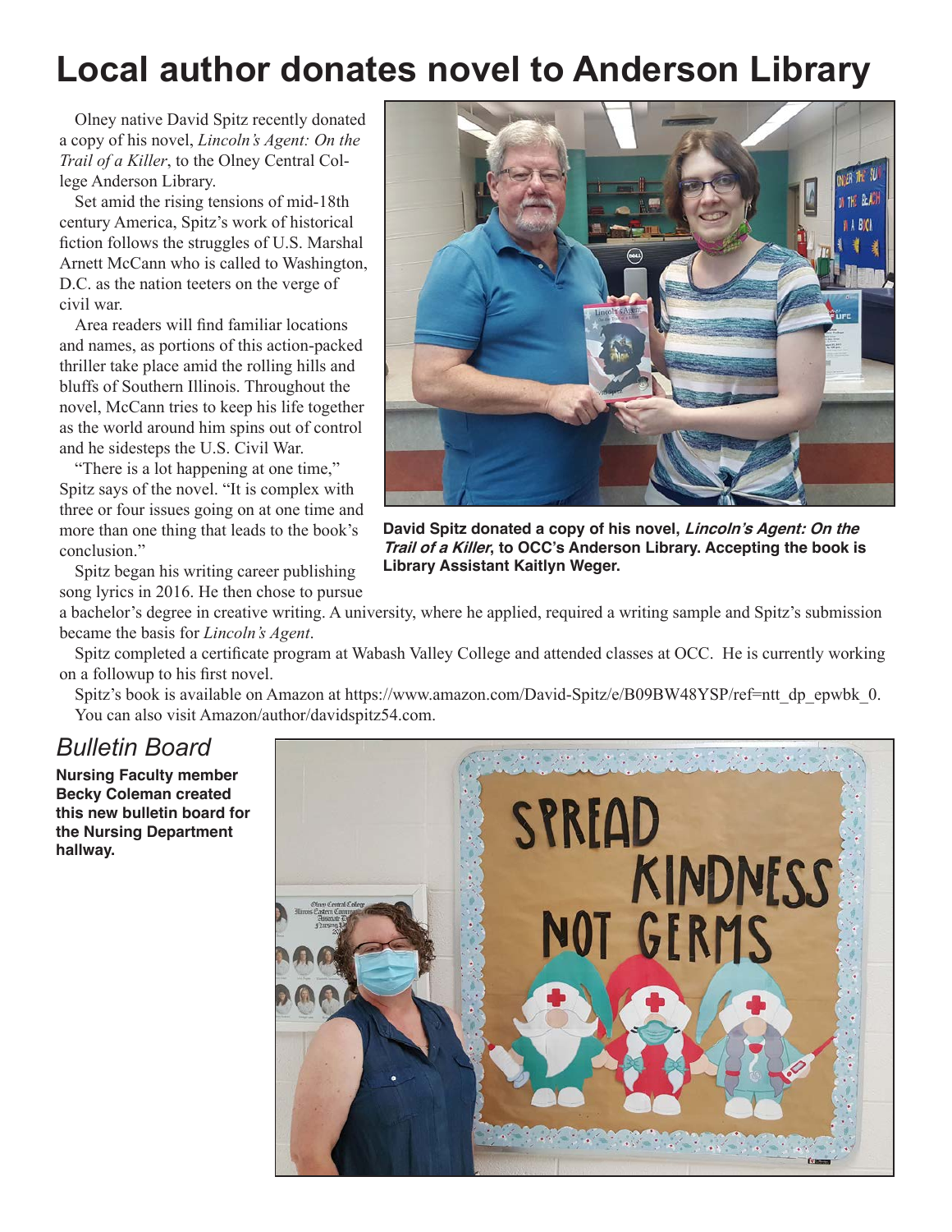# Local author donates novel to Anderson Library

Olney native David Spitz recently donated a copy of his novel, *Lincoln's Agent: On the Trail of a Killer*, to the Olney Central College Anderson Library.

Set amid the rising tensions of mid-18th century America, Spitz's work of historical fiction follows the struggles of U.S. Marshal Arnett McCann who is called to Washington, D.C. as the nation teeters on the verge of civil war.

Area readers will find familiar locations and names, as portions of this action-packed thriller take place amid the rolling hills and bluffs of Southern Illinois. Throughout the novel, McCann tries to keep his life together as the world around him spins out of control and he sidesteps the U.S. Civil War.

"There is a lot happening at one time," Spitz says of the novel. "It is complex with three or four issues going on at one time and more than one thing that leads to the book's conclusion."

Spitz began his writing career publishing song lyrics in 2016. He then chose to pursue a bachelor's degree in creative writing. A university, where he applied, required a writing sample and Spitz's submission became the basis for *Lincoln's Agent*.

Spitz completed a certificate program at Wabash Valley College and attended classes at OCC. He is currently working on a followup to his first novel.

Spitz's book is available on Amazon at https://www.amazon.com/David-Spitz/e/B09BW48YSP/ref=ntt_dp_epwbk_0. You can also visit Amazon/author/davidspitz54.com.

**David Spitz donated a copy of his novel, *Lincoln's Agent: On the Trail of a Killer*, to OCC's Anderson Library. Accepting the book is Library Assistant Kaitlyn Weger.**

## *Bulletin Board*

**Nursing Faculty member Becky Coleman created this new bulletin board for the Nursing Department hallway.**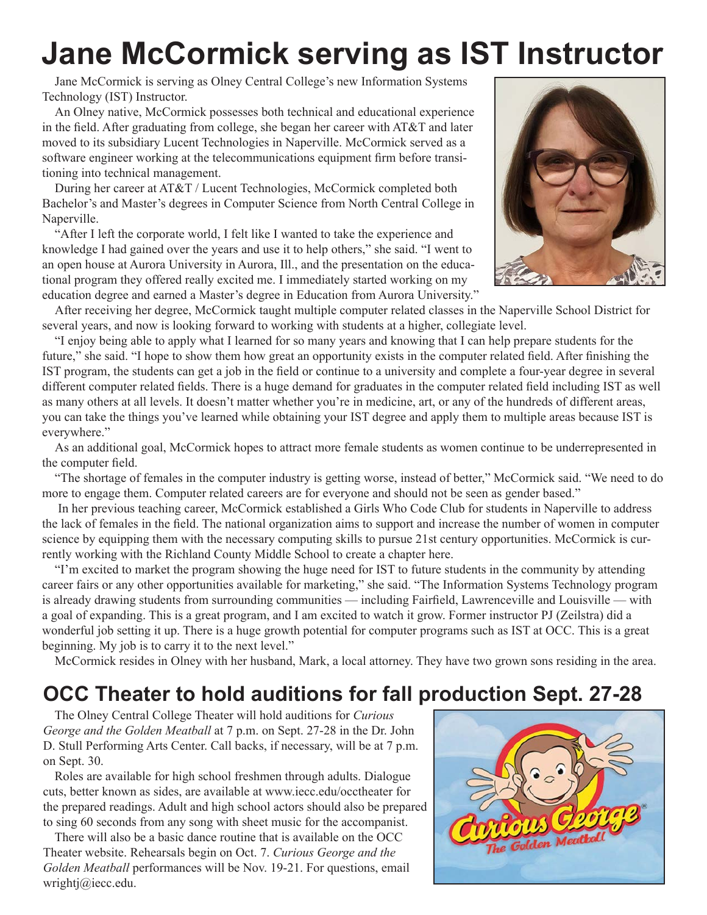# Jane McCormick serving as IST Instructor

Jane McCormick is serving as Olney Central College's new Information Systems Technology (IST) Instructor.

An Olney native, McCormick possesses both technical and educational experience in the field. After graduating from college, she began her career with AT&T and later moved to its subsidiary Lucent Technologies in Naperville. McCormick served as a software engineer working at the telecommunications equipment firm before transitioning into technical management.

During her career at AT&T / Lucent Technologies, McCormick completed both Bachelor's and Master's degrees in Computer Science from North Central College in Naperville.

"After I left the corporate world, I felt like I wanted to take the experience and knowledge I had gained over the years and use it to help others," she said. "I went to an open house at Aurora University in Aurora, Ill., and the presentation on the educational program they offered really excited me. I immediately started working on my education degree and earned a Master's degree in Education from Aurora University."

After receiving her degree, McCormick taught multiple computer related classes in the Naperville School District for several years, and now is looking forward to working with students at a higher, collegiate level.

"I enjoy being able to apply what I learned for so many years and knowing that I can help prepare students for the future," she said. "I hope to show them how great an opportunity exists in the computer related field. After finishing the IST program, the students can get a job in the field or continue to a university and complete a four-year degree in several different computer related fields. There is a huge demand for graduates in the computer related field including IST as well as many others at all levels. It doesn't matter whether you're in medicine, art, or any of the hundreds of different areas, you can take the things you've learned while obtaining your IST degree and apply them to multiple areas because IST is everywhere."

As an additional goal, McCormick hopes to attract more female students as women continue to be underrepresented in the computer field.

"The shortage of females in the computer industry is getting worse, instead of better," McCormick said. "We need to do more to engage them. Computer related careers are for everyone and should not be seen as gender based."

In her previous teaching career, McCormick established a Girls Who Code Club for students in Naperville to address the lack of females in the field. The national organization aims to support and increase the number of women in computer science by equipping them with the necessary computing skills to pursue 21st century opportunities. McCormick is currently working with the Richland County Middle School to create a chapter here.

"I'm excited to market the program showing the huge need for IST to future students in the community by attending career fairs or any other opportunities available for marketing," she said. "The Information Systems Technology program is already drawing students from surrounding communities — including Fairfield, Lawrenceville and Louisville — with a goal of expanding. This is a great program, and I am excited to watch it grow. Former instructor PJ (Zeilstra) did a wonderful job setting it up. There is a huge growth potential for computer programs such as IST at OCC. This is a great beginning. My job is to carry it to the next level."

McCormick resides in Olney with her husband, Mark, a local attorney. They have two grown sons residing in the area.

## OCC Theater to hold auditions for fall production Sept. 27-28

The Olney Central College Theater will hold auditions for *Curious George and the Golden Meatball* at 7 p.m. on Sept. 27-28 in the Dr. John D. Stull Performing Arts Center. Call backs, if necessary, will be at 7 p.m. on Sept. 30.

Roles are available for high school freshmen through adults. Dialogue cuts, better known as sides, are available at www.iecc.edu/occtheater for the prepared readings. Adult and high school actors should also be prepared to sing 60 seconds from any song with sheet music for the accompanist.

There will also be a basic dance routine that is available on the OCC Theater website. Rehearsals begin on Oct. 7. *Curious George and the Golden Meatball* performances will be Nov. 19-21. For questions, email wrightj@iecc.edu.